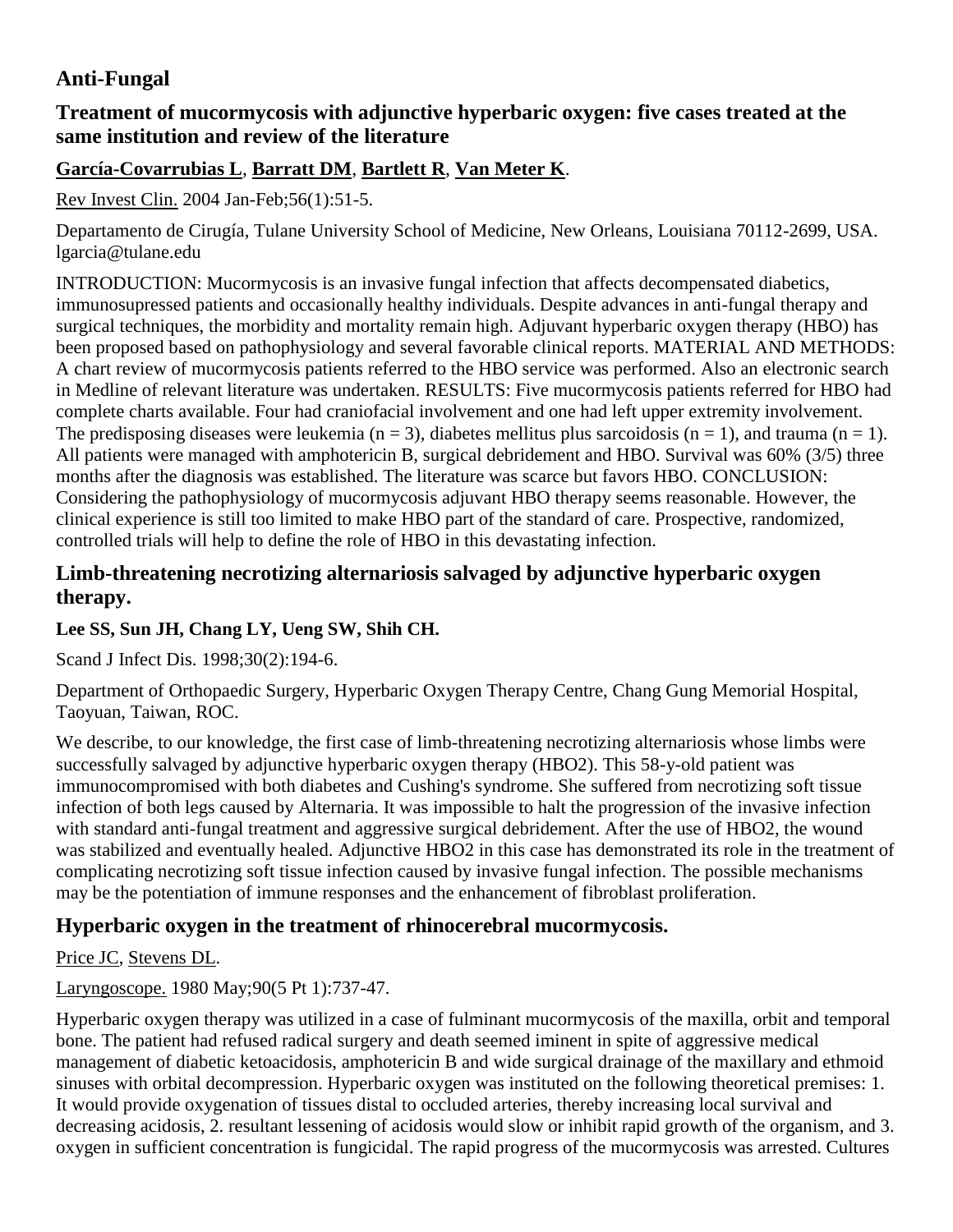# Anti-Fungal

## Treatment of mucormycosis with adjunctive hyperbaric oxygen: five cases treated at the same institution and review of the literature

**García-Covarrubias L**, **Barratt DM**, **Bartlett R**, **Van Meter K**.

Rev Invest Clin. 2004 Jan-Feb;56(1):51-5.

Departamento de Cirugía, Tulane University School of Medicine, New Orleans, Louisiana 70112-2699, USA. lgarcia@tulane.edu

INTRODUCTION: Mucormycosis is an invasive fungal infection that affects decompensated diabetics, immunosupressed patients and occasionally healthy individuals. Despite advances in anti-fungal therapy and surgical techniques, the morbidity and mortality remain high. Adjuvant hyperbaric oxygen therapy (HBO) has been proposed based on pathophysiology and several favorable clinical reports. MATERIAL AND METHODS: A chart review of mucormycosis patients referred to the HBO service was performed. Also an electronic search in Medline of relevant literature was undertaken. RESULTS: Five mucormycosis patients referred for HBO had complete charts available. Four had craniofacial involvement and one had left upper extremity involvement. The predisposing diseases were leukemia (n = 3), diabetes mellitus plus sarcoidosis (n = 1), and trauma (n = 1). All patients were managed with amphotericin B, surgical debridement and HBO. Survival was 60% (3/5) three months after the diagnosis was established. The literature was scarce but favors HBO. CONCLUSION: Considering the pathophysiology of mucormycosis adjuvant HBO therapy seems reasonable. However, the clinical experience is still too limited to make HBO part of the standard of care. Prospective, randomized, controlled trials will help to define the role of HBO in this devastating infection.

## Limb-threatening necrotizing alternariosis salvaged by adjunctive hyperbaric oxygen therapy.

**Lee SS, Sun JH, Chang LY, Ueng SW, Shih CH.**

Scand J Infect Dis. 1998;30(2):194-6.

Department of Orthopaedic Surgery, Hyperbaric Oxygen Therapy Centre, Chang Gung Memorial Hospital, Taoyuan, Taiwan, ROC.

We describe, to our knowledge, the first case of limb-threatening necrotizing alternariosis whose limbs were successfully salvaged by adjunctive hyperbaric oxygen therapy (HBO2). This 58-y-old patient was immunocompromised with both diabetes and Cushing's syndrome. She suffered from necrotizing soft tissue infection of both legs caused by Alternaria. It was impossible to halt the progression of the invasive infection with standard anti-fungal treatment and aggressive surgical debridement. After the use of HBO2, the wound was stabilized and eventually healed. Adjunctive HBO2 in this case has demonstrated its role in the treatment of complicating necrotizing soft tissue infection caused by invasive fungal infection. The possible mechanisms may be the potentiation of immune responses and the enhancement of fibroblast proliferation.

## Hyperbaric oxygen in the treatment of rhinocerebral mucormycosis.

Price JC, Stevens DL.

Laryngoscope. 1980 May;90(5 Pt 1):737-47.

Hyperbaric oxygen therapy was utilized in a case of fulminant mucormycosis of the maxilla, orbit and temporal bone. The patient had refused radical surgery and death seemed iminent in spite of aggressive medical management of diabetic ketoacidosis, amphotericin B and wide surgical drainage of the maxillary and ethmoid sinuses with orbital decompression. Hyperbaric oxygen was instituted on the following theoretical premises: 1. It would provide oxygenation of tissues distal to occluded arteries, thereby increasing local survival and decreasing acidosis, 2. resultant lessening of acidosis would slow or inhibit rapid growth of the organism, and 3. oxygen in sufficient concentration is fungicidal. The rapid progress of the mucormycosis was arrested. Cultures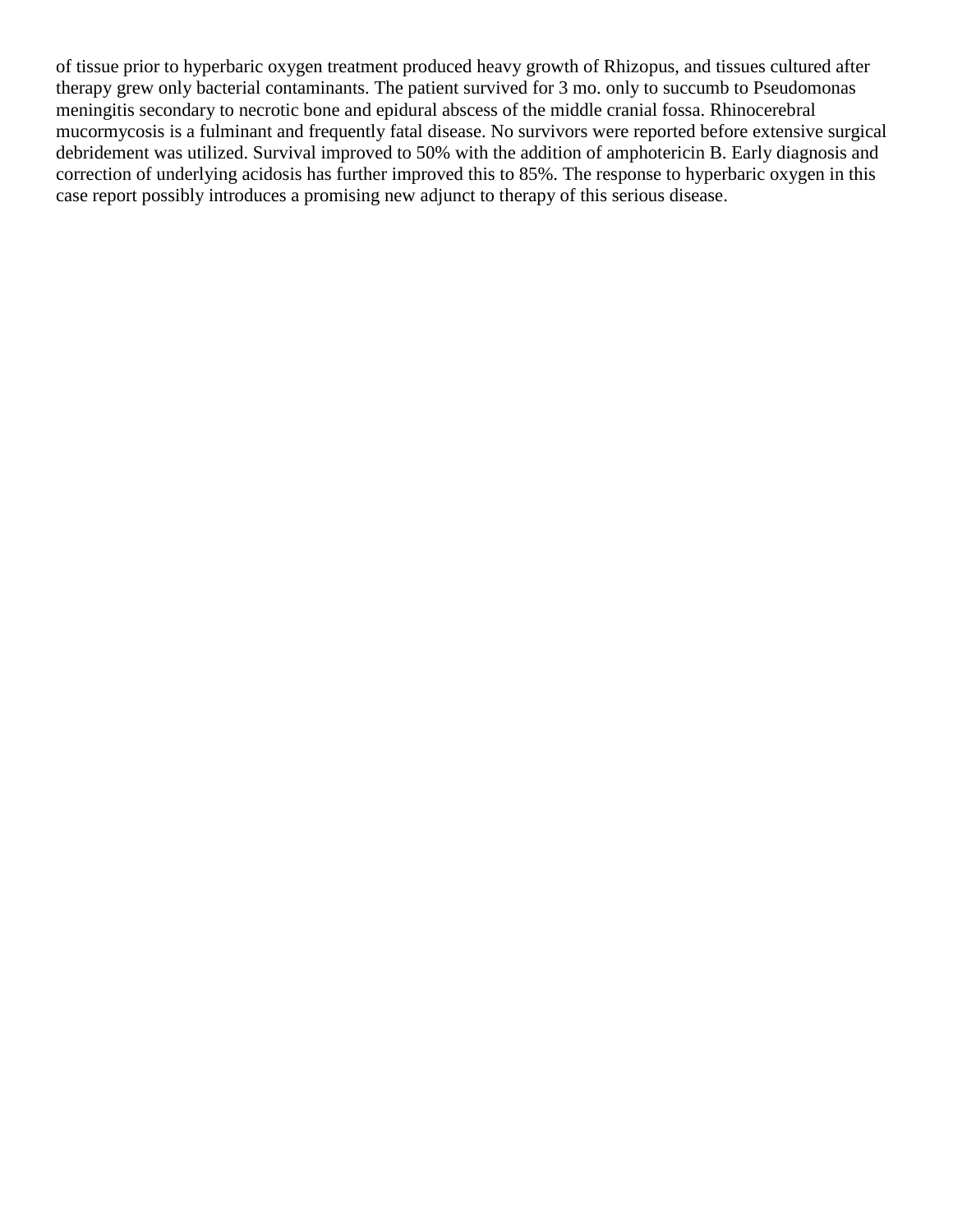of tissue prior to hyperbaric oxygen treatment produced heavy growth of Rhizopus, and tissues cultured after therapy grew only bacterial contaminants. The patient survived for 3 mo. only to succumb to Pseudomonas meningitis secondary to necrotic bone and epidural abscess of the middle cranial fossa. Rhinocerebral mucormycosis is a fulminant and frequently fatal disease. No survivors were reported before extensive surgical debridement was utilized. Survival improved to 50% with the addition of amphotericin B. Early diagnosis and correction of underlying acidosis has further improved this to 85%. The response to hyperbaric oxygen in this case report possibly introduces a promising new adjunct to therapy of this serious disease.